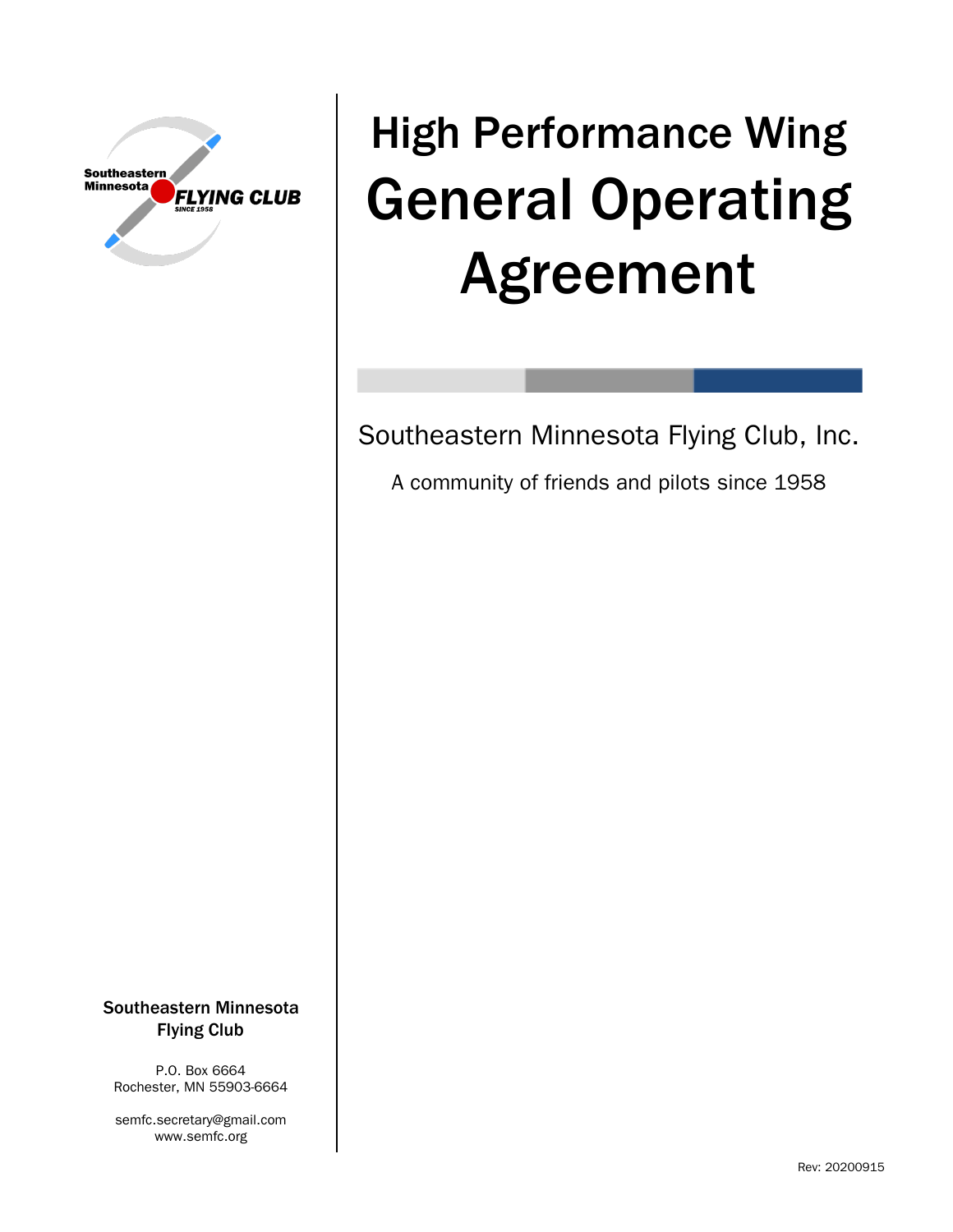# High Performance Wing General Operating Agreement

Southeastern Minnesota Flying Club, Inc.

A community of friends and pilots since 1958

**Southeastern Minnesota Flying Club**

P.O. Box 6664
Rochester, MN 55903-6664

semfc.secretary@gmail.com
www.semfc.org

Rev: 20200915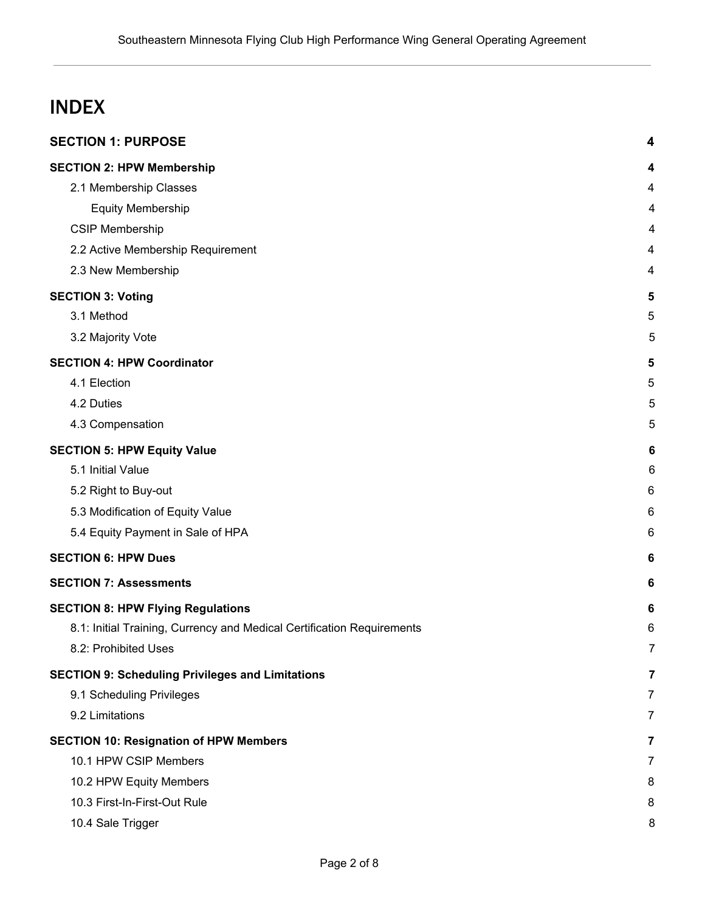# INDEX

| | |
|---|---|
| **SECTION 1: PURPOSE** | **4** |
| **SECTION 2: HPW Membership** | **4** |
| 2.1 Membership Classes | 4 |
| Equity Membership | 4 |
| CSIP Membership | 4 |
| 2.2 Active Membership Requirement | 4 |
| 2.3 New Membership | 4 |
| **SECTION 3: Voting** | **5** |
| 3.1 Method | 5 |
| 3.2 Majority Vote | 5 |
| **SECTION 4: HPW Coordinator** | **5** |
| 4.1 Election | 5 |
| 4.2 Duties | 5 |
| 4.3 Compensation | 5 |
| **SECTION 5: HPW Equity Value** | **6** |
| 5.1 Initial Value | 6 |
| 5.2 Right to Buy-out | 6 |
| 5.3 Modification of Equity Value | 6 |
| 5.4 Equity Payment in Sale of HPA | 6 |
| **SECTION 6: HPW Dues** | **6** |
| **SECTION 7: Assessments** | **6** |
| **SECTION 8: HPW Flying Regulations** | **6** |
| 8.1: Initial Training, Currency and Medical Certification Requirements | 6 |
| 8.2: Prohibited Uses | 7 |
| **SECTION 9: Scheduling Privileges and Limitations** | **7** |
| 9.1 Scheduling Privileges | 7 |
| 9.2 Limitations | 7 |
| **SECTION 10: Resignation of HPW Members** | **7** |
| 10.1 HPW CSIP Members | 7 |
| 10.2 HPW Equity Members | 8 |
| 10.3 First-In-First-Out Rule | 8 |
| 10.4 Sale Trigger | 8 |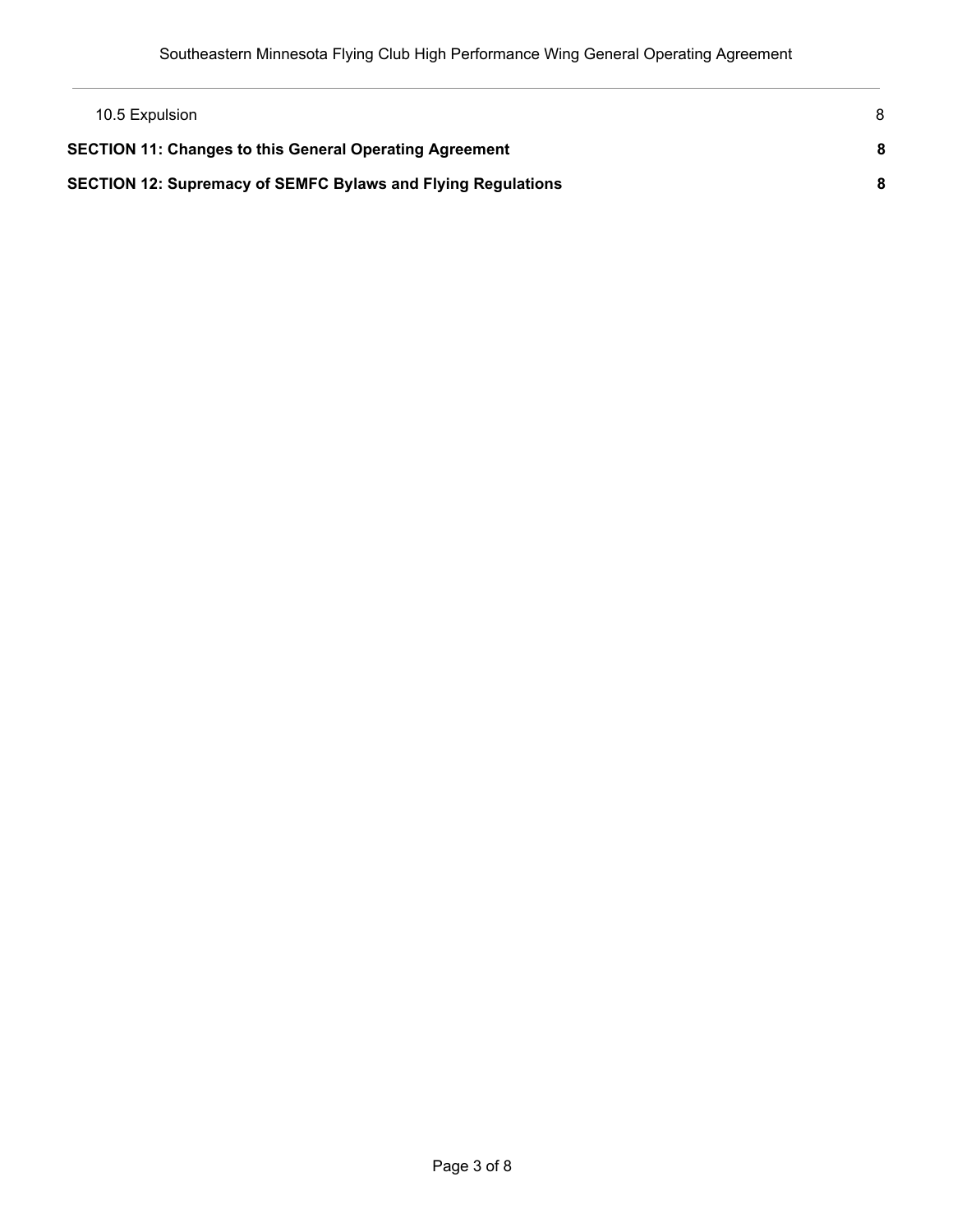10.5 Expulsion 8

**SECTION 11: Changes to this General Operating Agreement 8**

**SECTION 12: Supremacy of SEMFC Bylaws and Flying Regulations 8**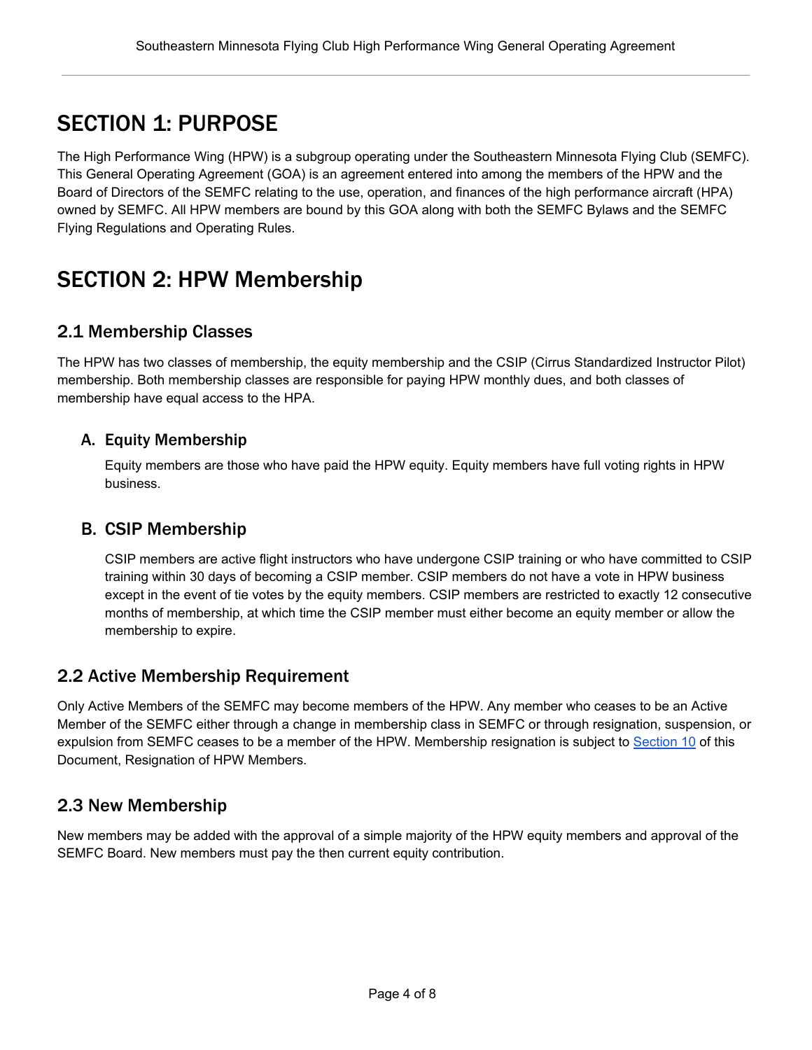# SECTION 1: PURPOSE

The High Performance Wing (HPW) is a subgroup operating under the Southeastern Minnesota Flying Club (SEMFC). This General Operating Agreement (GOA) is an agreement entered into among the members of the HPW and the Board of Directors of the SEMFC relating to the use, operation, and finances of the high performance aircraft (HPA) owned by SEMFC. All HPW members are bound by this GOA along with both the SEMFC Bylaws and the SEMFC Flying Regulations and Operating Rules.

# SECTION 2: HPW Membership

## 2.1 Membership Classes

The HPW has two classes of membership, the equity membership and the CSIP (Cirrus Standardized Instructor Pilot) membership. Both membership classes are responsible for paying HPW monthly dues, and both classes of membership have equal access to the HPA.

### A. Equity Membership

Equity members are those who have paid the HPW equity. Equity members have full voting rights in HPW business.

### B. CSIP Membership

CSIP members are active flight instructors who have undergone CSIP training or who have committed to CSIP training within 30 days of becoming a CSIP member. CSIP members do not have a vote in HPW business except in the event of tie votes by the equity members. CSIP members are restricted to exactly 12 consecutive months of membership, at which time the CSIP member must either become an equity member or allow the membership to expire.

## 2.2 Active Membership Requirement

Only Active Members of the SEMFC may become members of the HPW. Any member who ceases to be an Active Member of the SEMFC either through a change in membership class in SEMFC or through resignation, suspension, or expulsion from SEMFC ceases to be a member of the HPW. Membership resignation is subject to Section 10 of this Document, Resignation of HPW Members.

## 2.3 New Membership

New members may be added with the approval of a simple majority of the HPW equity members and approval of the SEMFC Board. New members must pay the then current equity contribution.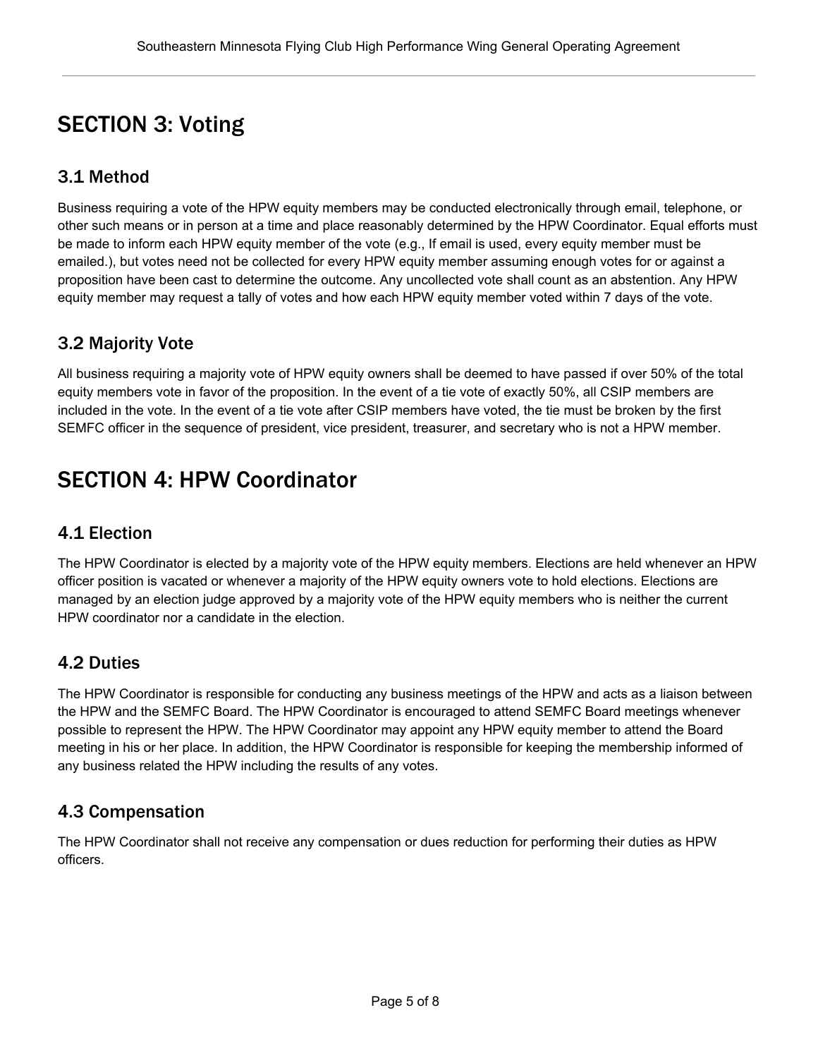# SECTION 3: Voting

## 3.1 Method

Business requiring a vote of the HPW equity members may be conducted electronically through email, telephone, or other such means or in person at a time and place reasonably determined by the HPW Coordinator. Equal efforts must be made to inform each HPW equity member of the vote (e.g., If email is used, every equity member must be emailed.), but votes need not be collected for every HPW equity member assuming enough votes for or against a proposition have been cast to determine the outcome. Any uncollected vote shall count as an abstention. Any HPW equity member may request a tally of votes and how each HPW equity member voted within 7 days of the vote.

## 3.2 Majority Vote

All business requiring a majority vote of HPW equity owners shall be deemed to have passed if over 50% of the total equity members vote in favor of the proposition. In the event of a tie vote of exactly 50%, all CSIP members are included in the vote. In the event of a tie vote after CSIP members have voted, the tie must be broken by the first SEMFC officer in the sequence of president, vice president, treasurer, and secretary who is not a HPW member.

# SECTION 4: HPW Coordinator

## 4.1 Election

The HPW Coordinator is elected by a majority vote of the HPW equity members. Elections are held whenever an HPW officer position is vacated or whenever a majority of the HPW equity owners vote to hold elections. Elections are managed by an election judge approved by a majority vote of the HPW equity members who is neither the current HPW coordinator nor a candidate in the election.

## 4.2 Duties

The HPW Coordinator is responsible for conducting any business meetings of the HPW and acts as a liaison between the HPW and the SEMFC Board. The HPW Coordinator is encouraged to attend SEMFC Board meetings whenever possible to represent the HPW. The HPW Coordinator may appoint any HPW equity member to attend the Board meeting in his or her place. In addition, the HPW Coordinator is responsible for keeping the membership informed of any business related the HPW including the results of any votes.

## 4.3 Compensation

The HPW Coordinator shall not receive any compensation or dues reduction for performing their duties as HPW officers.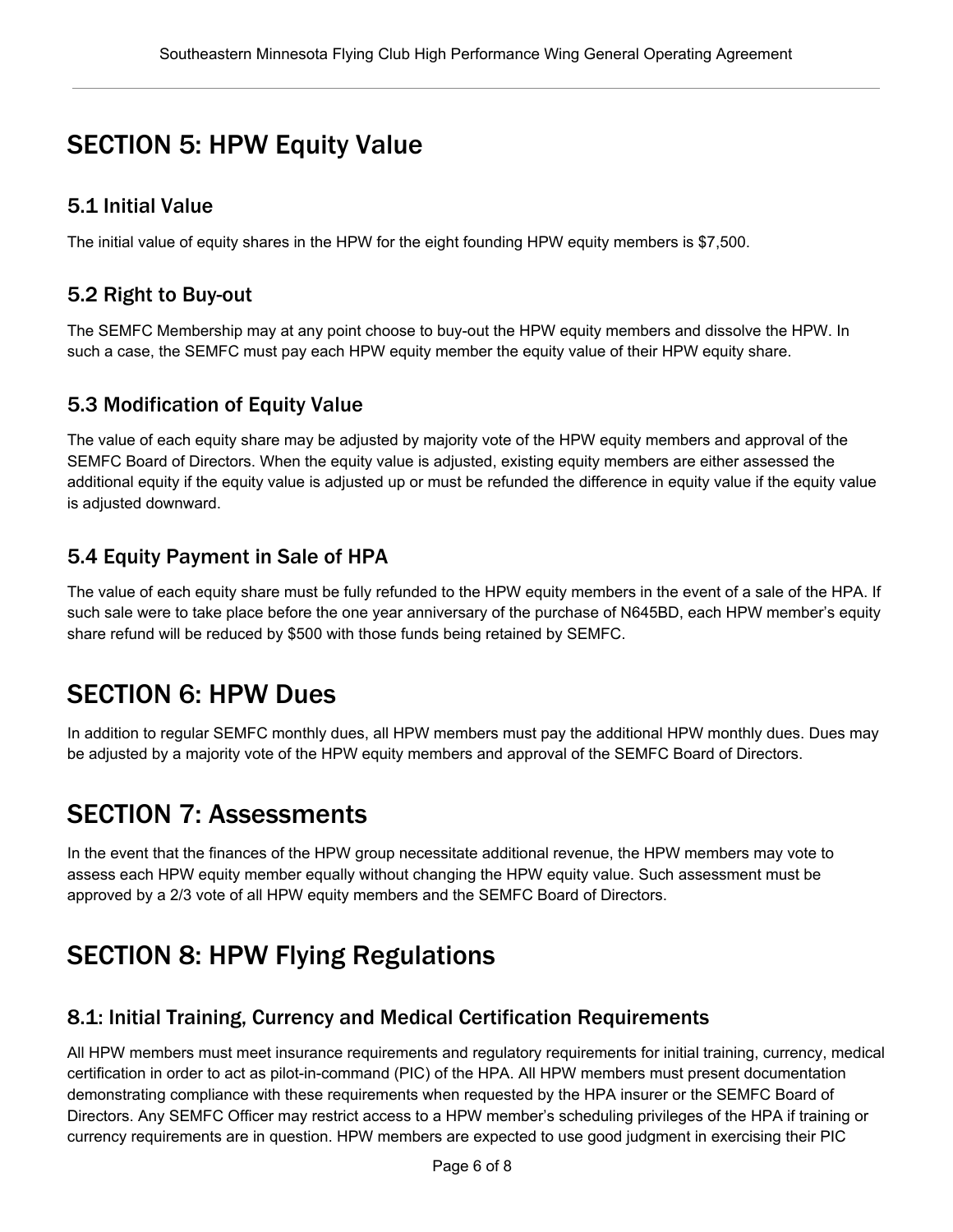# SECTION 5: HPW Equity Value

## 5.1 Initial Value

The initial value of equity shares in the HPW for the eight founding HPW equity members is $7,500.

## 5.2 Right to Buy-out

The SEMFC Membership may at any point choose to buy-out the HPW equity members and dissolve the HPW. In such a case, the SEMFC must pay each HPW equity member the equity value of their HPW equity share.

## 5.3 Modification of Equity Value

The value of each equity share may be adjusted by majority vote of the HPW equity members and approval of the SEMFC Board of Directors. When the equity value is adjusted, existing equity members are either assessed the additional equity if the equity value is adjusted up or must be refunded the difference in equity value if the equity value is adjusted downward.

## 5.4 Equity Payment in Sale of HPA

The value of each equity share must be fully refunded to the HPW equity members in the event of a sale of the HPA. If such sale were to take place before the one year anniversary of the purchase of N645BD, each HPW member's equity share refund will be reduced by $500 with those funds being retained by SEMFC.

# SECTION 6: HPW Dues

In addition to regular SEMFC monthly dues, all HPW members must pay the additional HPW monthly dues. Dues may be adjusted by a majority vote of the HPW equity members and approval of the SEMFC Board of Directors.

# SECTION 7: Assessments

In the event that the finances of the HPW group necessitate additional revenue, the HPW members may vote to assess each HPW equity member equally without changing the HPW equity value. Such assessment must be approved by a 2/3 vote of all HPW equity members and the SEMFC Board of Directors.

# SECTION 8: HPW Flying Regulations

## 8.1: Initial Training, Currency and Medical Certification Requirements

All HPW members must meet insurance requirements and regulatory requirements for initial training, currency, medical certification in order to act as pilot-in-command (PIC) of the HPA. All HPW members must present documentation demonstrating compliance with these requirements when requested by the HPA insurer or the SEMFC Board of Directors. Any SEMFC Officer may restrict access to a HPW member's scheduling privileges of the HPA if training or currency requirements are in question. HPW members are expected to use good judgment in exercising their PIC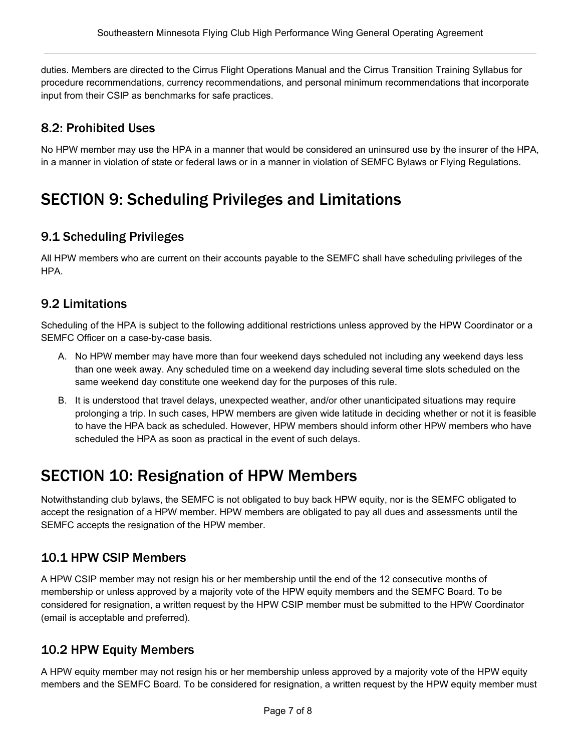duties. Members are directed to the Cirrus Flight Operations Manual and the Cirrus Transition Training Syllabus for procedure recommendations, currency recommendations, and personal minimum recommendations that incorporate input from their CSIP as benchmarks for safe practices.

### 8.2: Prohibited Uses

No HPW member may use the HPA in a manner that would be considered an uninsured use by the insurer of the HPA, in a manner in violation of state or federal laws or in a manner in violation of SEMFC Bylaws or Flying Regulations.

## SECTION 9: Scheduling Privileges and Limitations

### 9.1 Scheduling Privileges

All HPW members who are current on their accounts payable to the SEMFC shall have scheduling privileges of the HPA.

### 9.2 Limitations

Scheduling of the HPA is subject to the following additional restrictions unless approved by the HPW Coordinator or a SEMFC Officer on a case-by-case basis.

A. No HPW member may have more than four weekend days scheduled not including any weekend days less than one week away. Any scheduled time on a weekend day including several time slots scheduled on the same weekend day constitute one weekend day for the purposes of this rule.

B. It is understood that travel delays, unexpected weather, and/or other unanticipated situations may require prolonging a trip. In such cases, HPW members are given wide latitude in deciding whether or not it is feasible to have the HPA back as scheduled. However, HPW members should inform other HPW members who have scheduled the HPA as soon as practical in the event of such delays.

## SECTION 10: Resignation of HPW Members

Notwithstanding club bylaws, the SEMFC is not obligated to buy back HPW equity, nor is the SEMFC obligated to accept the resignation of a HPW member. HPW members are obligated to pay all dues and assessments until the SEMFC accepts the resignation of the HPW member.

### 10.1 HPW CSIP Members

A HPW CSIP member may not resign his or her membership until the end of the 12 consecutive months of membership or unless approved by a majority vote of the HPW equity members and the SEMFC Board. To be considered for resignation, a written request by the HPW CSIP member must be submitted to the HPW Coordinator (email is acceptable and preferred).

### 10.2 HPW Equity Members

A HPW equity member may not resign his or her membership unless approved by a majority vote of the HPW equity members and the SEMFC Board. To be considered for resignation, a written request by the HPW equity member must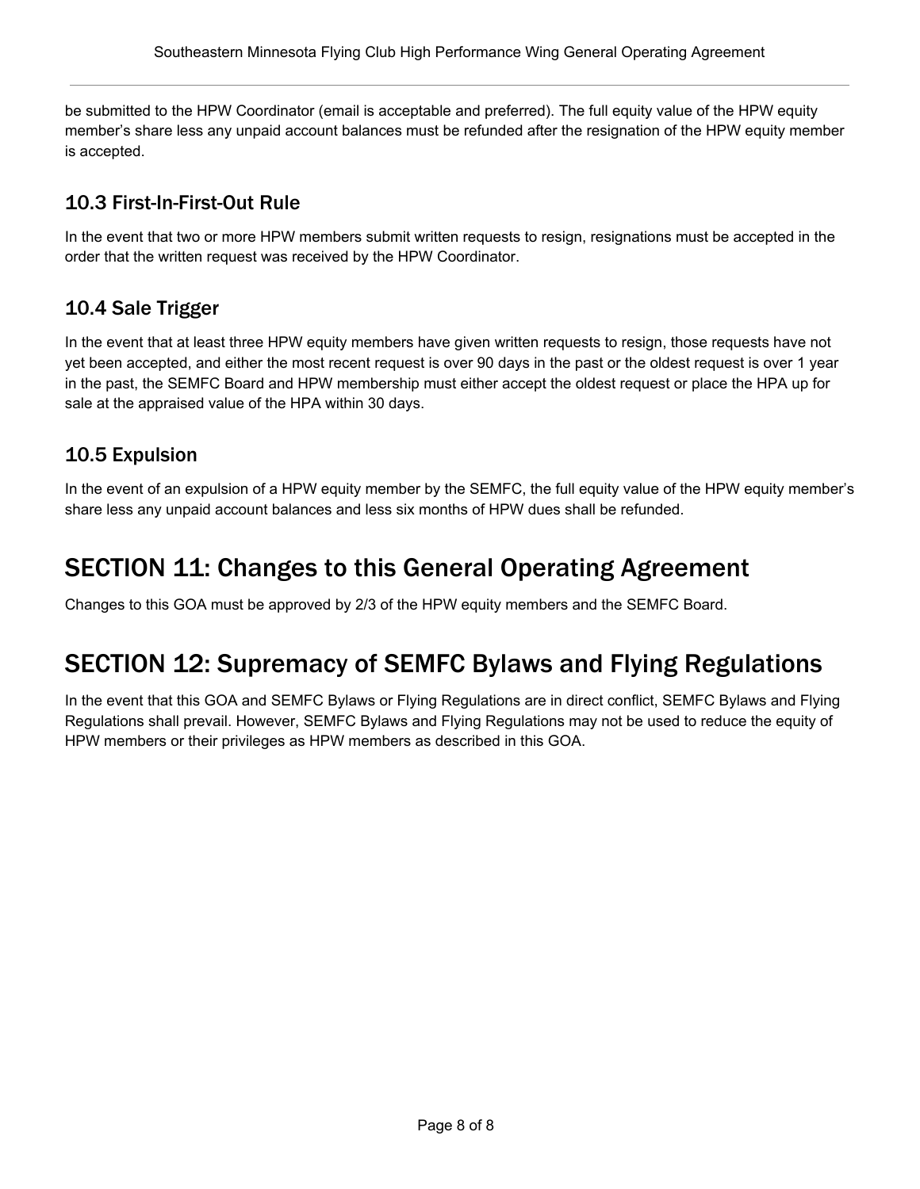be submitted to the HPW Coordinator (email is acceptable and preferred). The full equity value of the HPW equity member's share less any unpaid account balances must be refunded after the resignation of the HPW equity member is accepted.

### 10.3 First-In-First-Out Rule

In the event that two or more HPW members submit written requests to resign, resignations must be accepted in the order that the written request was received by the HPW Coordinator.

### 10.4 Sale Trigger

In the event that at least three HPW equity members have given written requests to resign, those requests have not yet been accepted, and either the most recent request is over 90 days in the past or the oldest request is over 1 year in the past, the SEMFC Board and HPW membership must either accept the oldest request or place the HPA up for sale at the appraised value of the HPA within 30 days.

### 10.5 Expulsion

In the event of an expulsion of a HPW equity member by the SEMFC, the full equity value of the HPW equity member's share less any unpaid account balances and less six months of HPW dues shall be refunded.

## SECTION 11: Changes to this General Operating Agreement

Changes to this GOA must be approved by 2/3 of the HPW equity members and the SEMFC Board.

## SECTION 12: Supremacy of SEMFC Bylaws and Flying Regulations

In the event that this GOA and SEMFC Bylaws or Flying Regulations are in direct conflict, SEMFC Bylaws and Flying Regulations shall prevail. However, SEMFC Bylaws and Flying Regulations may not be used to reduce the equity of HPW members or their privileges as HPW members as described in this GOA.